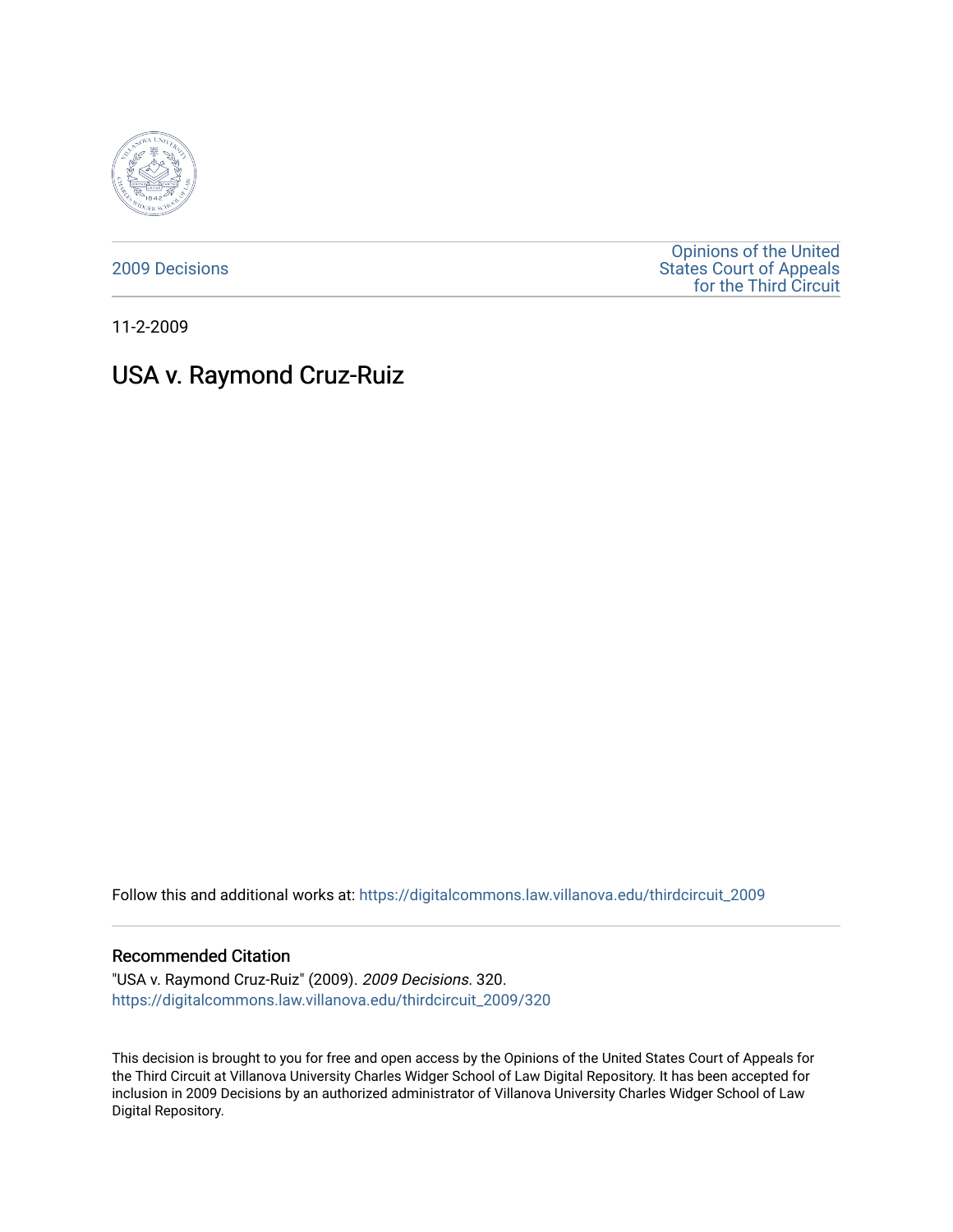2009 Decisions

Opinions of the United States Court of Appeals for the Third Circuit

11-2-2009

# USA v. Raymond Cruz-Ruiz

Follow this and additional works at: https://digitalcommons.law.villanova.edu/thirdcircuit_2009

### Recommended Citation

"USA v. Raymond Cruz-Ruiz" (2009). *2009 Decisions*. 320.
https://digitalcommons.law.villanova.edu/thirdcircuit_2009/320

This decision is brought to you for free and open access by the Opinions of the United States Court of Appeals for the Third Circuit at Villanova University Charles Widger School of Law Digital Repository. It has been accepted for inclusion in 2009 Decisions by an authorized administrator of Villanova University Charles Widger School of Law Digital Repository.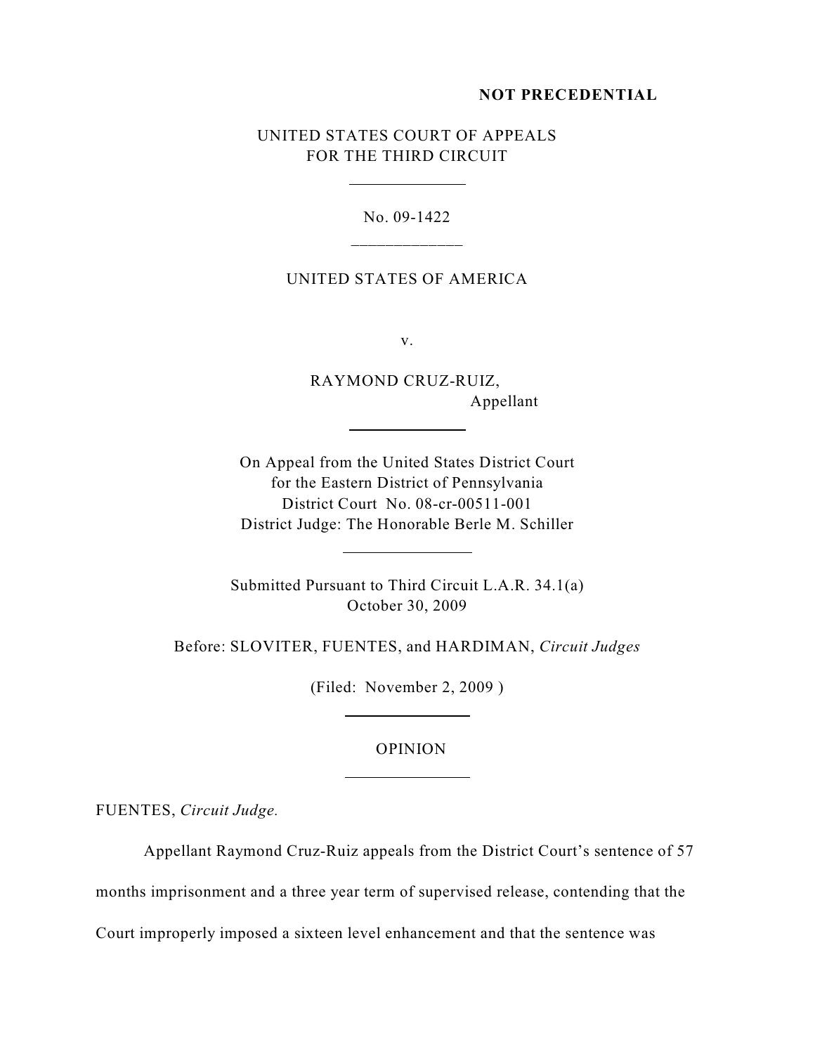**NOT PRECEDENTIAL**

UNITED STATES COURT OF APPEALS
FOR THE THIRD CIRCUIT

No. 09-1422

UNITED STATES OF AMERICA

v.

RAYMOND CRUZ-RUIZ,
Appellant

On Appeal from the United States District Court
for the Eastern District of Pennsylvania
District Court No. 08-cr-00511-001
District Judge: The Honorable Berle M. Schiller

Submitted Pursuant to Third Circuit L.A.R. 34.1(a)
October 30, 2009

Before: SLOVITER, FUENTES, and HARDIMAN, *Circuit Judges*

(Filed: November 2, 2009 )

OPINION

FUENTES, *Circuit Judge.*

Appellant Raymond Cruz-Ruiz appeals from the District Court's sentence of 57 months imprisonment and a three year term of supervised release, contending that the Court improperly imposed a sixteen level enhancement and that the sentence was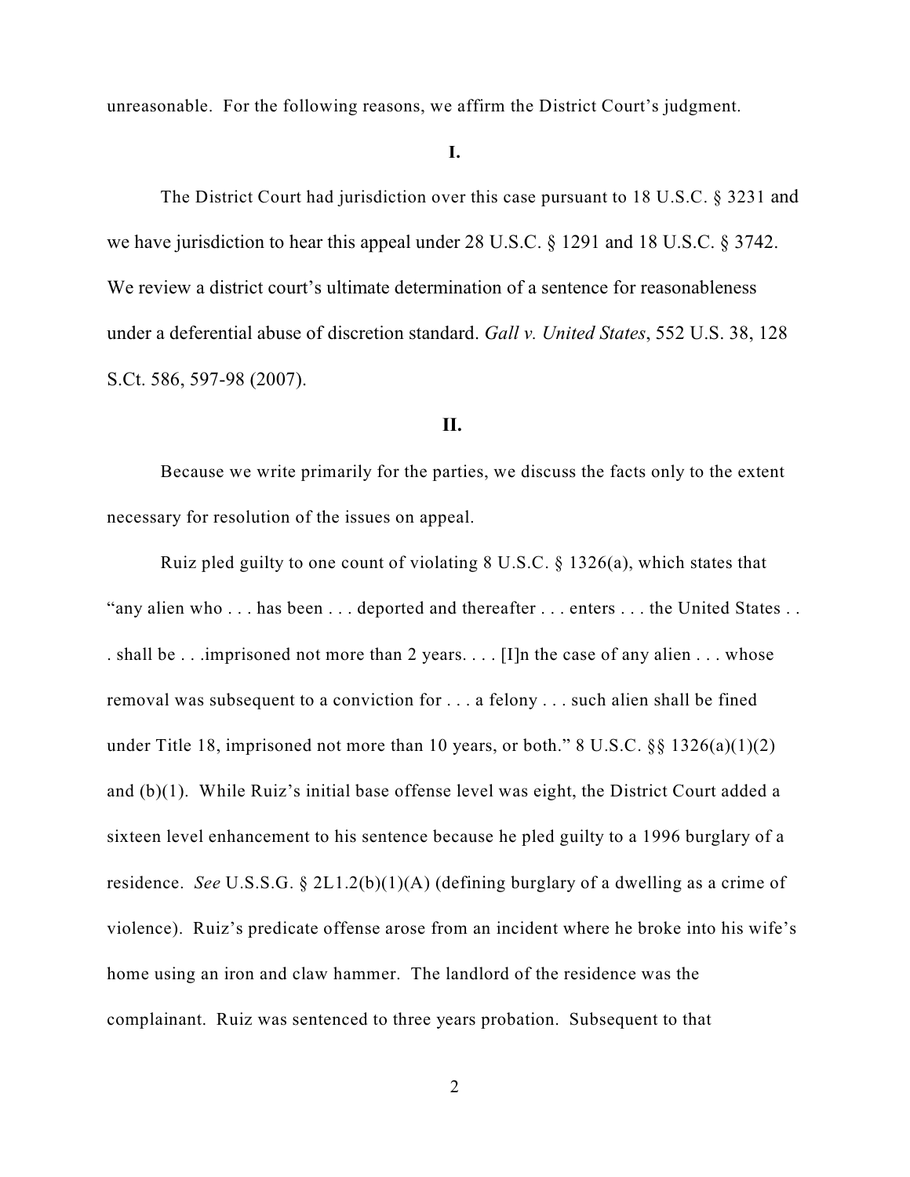unreasonable. For the following reasons, we affirm the District Court's judgment.

**I.**

The District Court had jurisdiction over this case pursuant to 18 U.S.C. § 3231 and we have jurisdiction to hear this appeal under 28 U.S.C. § 1291 and 18 U.S.C. § 3742. We review a district court's ultimate determination of a sentence for reasonableness under a deferential abuse of discretion standard. *Gall v. United States*, 552 U.S. 38, 128 S.Ct. 586, 597-98 (2007).

**II.**

Because we write primarily for the parties, we discuss the facts only to the extent necessary for resolution of the issues on appeal.

Ruiz pled guilty to one count of violating 8 U.S.C. § 1326(a), which states that "any alien who . . . has been . . . deported and thereafter . . . enters . . . the United States . . . shall be . . .imprisoned not more than 2 years. . . . [I]n the case of any alien . . . whose removal was subsequent to a conviction for . . . a felony . . . such alien shall be fined under Title 18, imprisoned not more than 10 years, or both." 8 U.S.C. §§ 1326(a)(1)(2) and (b)(1). While Ruiz's initial base offense level was eight, the District Court added a sixteen level enhancement to his sentence because he pled guilty to a 1996 burglary of a residence. *See* U.S.S.G. § 2L1.2(b)(1)(A) (defining burglary of a dwelling as a crime of violence). Ruiz's predicate offense arose from an incident where he broke into his wife's home using an iron and claw hammer. The landlord of the residence was the complainant. Ruiz was sentenced to three years probation. Subsequent to that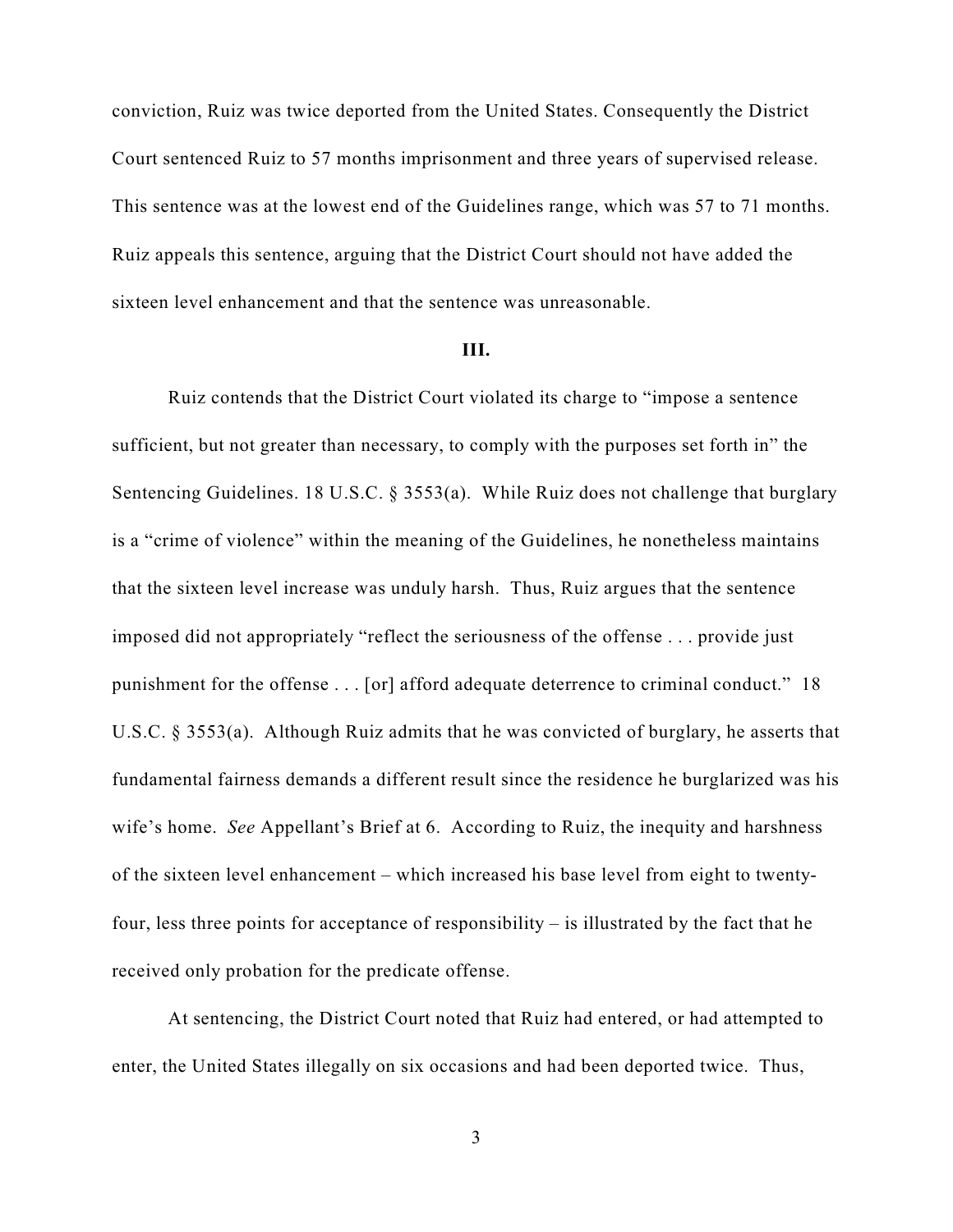conviction, Ruiz was twice deported from the United States. Consequently the District Court sentenced Ruiz to 57 months imprisonment and three years of supervised release. This sentence was at the lowest end of the Guidelines range, which was 57 to 71 months. Ruiz appeals this sentence, arguing that the District Court should not have added the sixteen level enhancement and that the sentence was unreasonable.

**III.**

Ruiz contends that the District Court violated its charge to "impose a sentence sufficient, but not greater than necessary, to comply with the purposes set forth in" the Sentencing Guidelines. 18 U.S.C. § 3553(a). While Ruiz does not challenge that burglary is a "crime of violence" within the meaning of the Guidelines, he nonetheless maintains that the sixteen level increase was unduly harsh. Thus, Ruiz argues that the sentence imposed did not appropriately "reflect the seriousness of the offense . . . provide just punishment for the offense . . . [or] afford adequate deterrence to criminal conduct." 18 U.S.C. § 3553(a). Although Ruiz admits that he was convicted of burglary, he asserts that fundamental fairness demands a different result since the residence he burglarized was his wife's home. *See* Appellant's Brief at 6. According to Ruiz, the inequity and harshness of the sixteen level enhancement – which increased his base level from eight to twenty-four, less three points for acceptance of responsibility – is illustrated by the fact that he received only probation for the predicate offense.

At sentencing, the District Court noted that Ruiz had entered, or had attempted to enter, the United States illegally on six occasions and had been deported twice. Thus,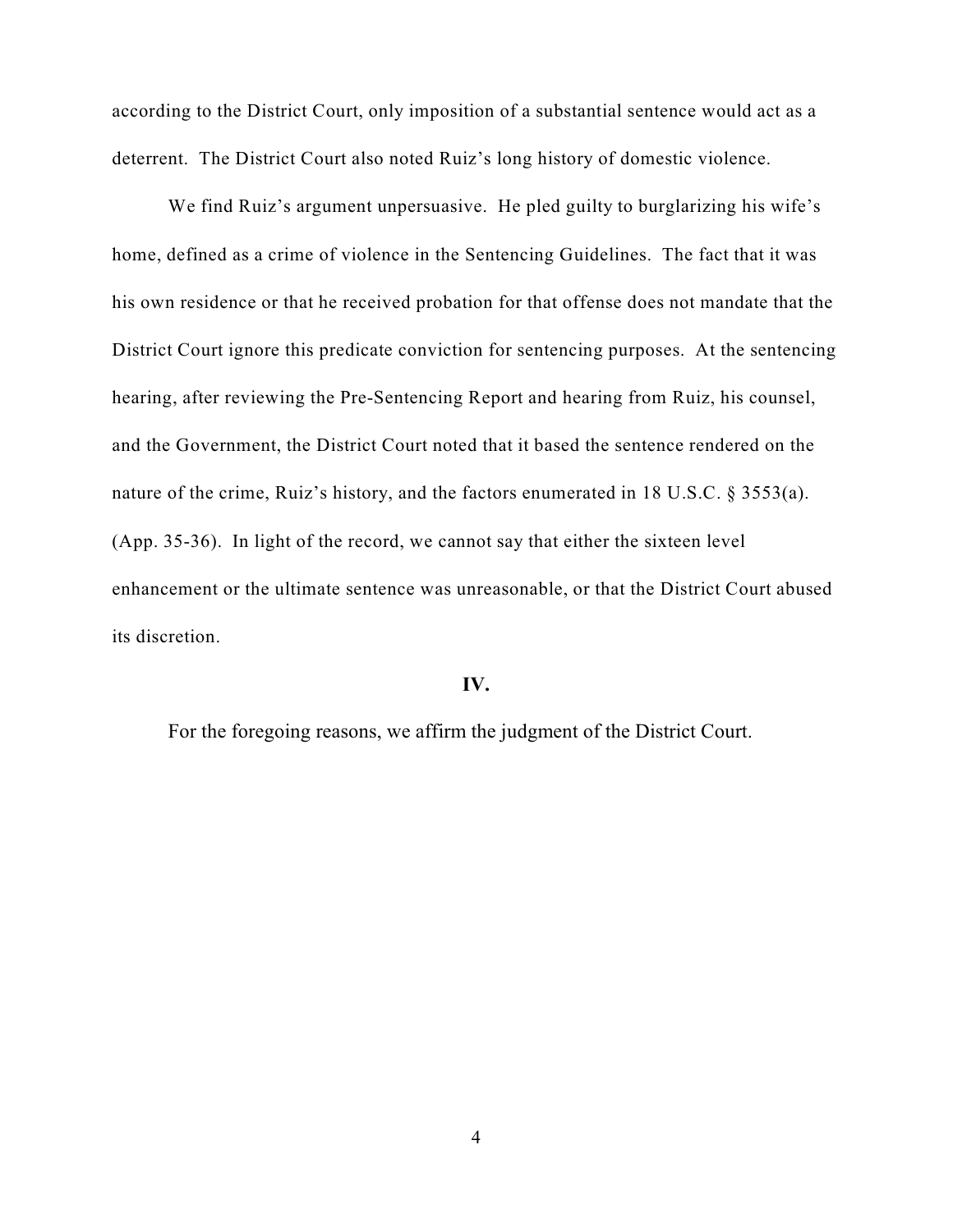according to the District Court, only imposition of a substantial sentence would act as a deterrent. The District Court also noted Ruiz's long history of domestic violence.

We find Ruiz's argument unpersuasive. He pled guilty to burglarizing his wife's home, defined as a crime of violence in the Sentencing Guidelines. The fact that it was his own residence or that he received probation for that offense does not mandate that the District Court ignore this predicate conviction for sentencing purposes. At the sentencing hearing, after reviewing the Pre-Sentencing Report and hearing from Ruiz, his counsel, and the Government, the District Court noted that it based the sentence rendered on the nature of the crime, Ruiz's history, and the factors enumerated in 18 U.S.C. § 3553(a). (App. 35-36). In light of the record, we cannot say that either the sixteen level enhancement or the ultimate sentence was unreasonable, or that the District Court abused its discretion.

## IV.

For the foregoing reasons, we affirm the judgment of the District Court.